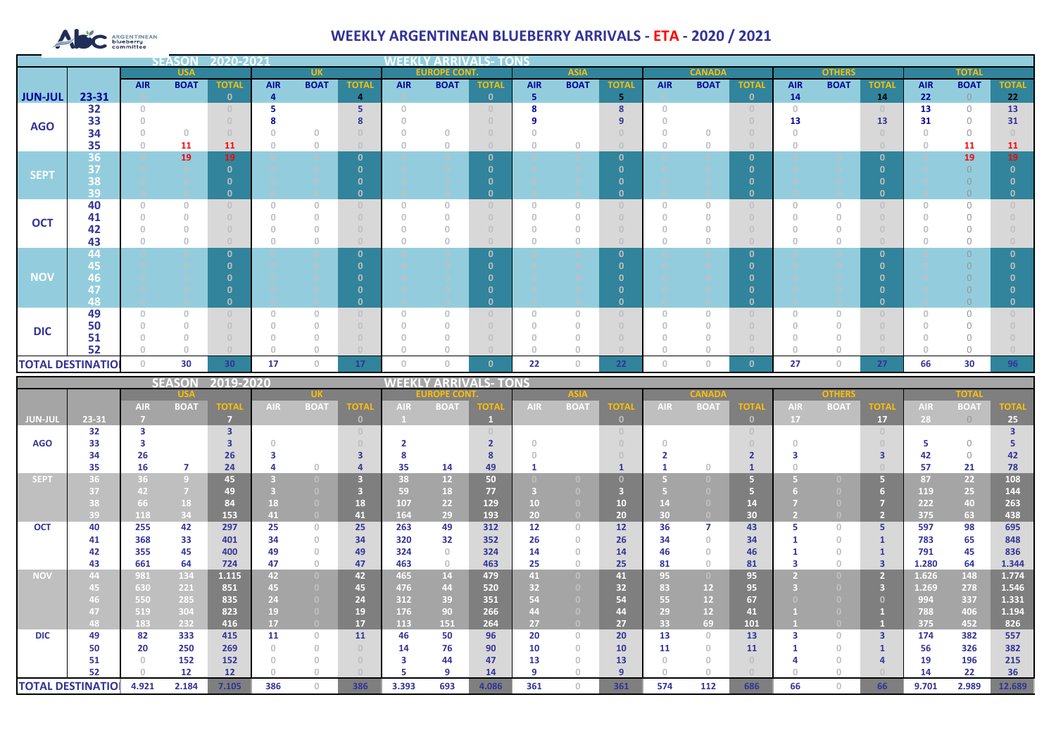# WEEKLY ARGENTINEAN BLUEBERRY ARRIVALS - ETA - 2020 / 2021

## SEASON 2020-2021 — WEEKLY ARRIVALS- TONS

| | | USA | | | UK | | | EUROPE CONT. | | | ASIA | | | CANADA | | | OTHERS | | | TOTAL | | |
|---|---|---|---|---|---|---|---|---|---|---|---|---|---|---|---|---|---|---|---|---|---|---|
| | | AIR | BOAT | TOTAL | AIR | BOAT | TOTAL | AIR | BOAT | TOTAL | AIR | BOAT | TOTAL | AIR | BOAT | TOTAL | AIR | BOAT | TOTAL | AIR | BOAT | TOTAL |
| JUN-JUL | 23-31 | 0 | | 0 | 4 | | 4 | 0 | | 0 | 5 | | 5 | 0 | | 0 | 14 | | 14 | 22 | 0 | 22 |
| AGO | 32 | 0 | | 0 | 5 | | 5 | 0 | | 0 | 8 | | 8 | 0 | | 0 | 0 | | 0 | 13 | 0 | 13 |
| | 33 | 0 | | 0 | 8 | | 8 | 0 | | 0 | 9 | | 9 | 0 | | 0 | 13 | | 13 | 31 | 0 | 31 |
| | 34 | 0 | 0 | 0 | 0 | 0 | 0 | 0 | 0 | 0 | 0 | | 0 | 0 | 0 | 0 | 0 | | 0 | 0 | 0 | 0 |
| | 35 | 0 | 11 | 11 | 0 | 0 | 0 | 0 | 0 | 0 | 0 | 0 | 0 | 0 | 0 | 0 | 0 | | 0 | 0 | 11 | 11 |
| SEPT | 36 | 0 | 19 | 19 | 0 | 0 | 0 | 0 | 0 | 0 | 0 | 0 | 0 | 0 | 0 | 0 | 0 | 0 | 0 | 0 | 19 | 19 |
| | 37 | 0 | 0 | 0 | 0 | 0 | 0 | 0 | 0 | 0 | 0 | 0 | 0 | 0 | 0 | 0 | 0 | 0 | 0 | 0 | 0 | 0 |
| | 38 | 0 | 0 | 0 | 0 | 0 | 0 | 0 | 0 | 0 | 0 | 0 | 0 | 0 | 0 | 0 | 0 | 0 | 0 | 0 | 0 | 0 |
| | 39 | 0 | 0 | 0 | 0 | 0 | 0 | 0 | 0 | 0 | 0 | 0 | 0 | 0 | 0 | 0 | 0 | 0 | 0 | 0 | 0 | 0 |
| OCT | 40 | 0 | 0 | 0 | 0 | 0 | 0 | 0 | 0 | 0 | 0 | 0 | 0 | 0 | 0 | 0 | 0 | 0 | 0 | 0 | 0 | 0 |
| | 41 | 0 | 0 | 0 | 0 | 0 | 0 | 0 | 0 | 0 | 0 | 0 | 0 | 0 | 0 | 0 | 0 | 0 | 0 | 0 | 0 | 0 |
| | 42 | 0 | 0 | 0 | 0 | 0 | 0 | 0 | 0 | 0 | 0 | 0 | 0 | 0 | 0 | 0 | 0 | 0 | 0 | 0 | 0 | 0 |
| | 43 | 0 | 0 | 0 | 0 | 0 | 0 | 0 | 0 | 0 | 0 | 0 | 0 | 0 | 0 | 0 | 0 | 0 | 0 | 0 | 0 | 0 |
| NOV | 44 | 0 | 0 | 0 | 0 | 0 | 0 | 0 | 0 | 0 | 0 | 0 | 0 | 0 | 0 | 0 | 0 | 0 | 0 | 0 | 0 | 0 |
| | 45 | 0 | 0 | 0 | 0 | 0 | 0 | 0 | 0 | 0 | 0 | 0 | 0 | 0 | 0 | 0 | 0 | 0 | 0 | 0 | 0 | 0 |
| | 46 | 0 | 0 | 0 | 0 | 0 | 0 | 0 | 0 | 0 | 0 | 0 | 0 | 0 | 0 | 0 | 0 | 0 | 0 | 0 | 0 | 0 |
| | 47 | 0 | 0 | 0 | 0 | 0 | 0 | 0 | 0 | 0 | 0 | 0 | 0 | 0 | 0 | 0 | 0 | 0 | 0 | 0 | 0 | 0 |
| | 48 | 0 | 0 | 0 | 0 | 0 | 0 | 0 | 0 | 0 | 0 | 0 | 0 | 0 | 0 | 0 | 0 | 0 | 0 | 0 | 0 | 0 |
| DIC | 49 | 0 | 0 | 0 | 0 | 0 | 0 | 0 | 0 | 0 | 0 | 0 | 0 | 0 | 0 | 0 | 0 | 0 | 0 | 0 | 0 | 0 |
| | 50 | 0 | 0 | 0 | 0 | 0 | 0 | 0 | 0 | 0 | 0 | 0 | 0 | 0 | 0 | 0 | 0 | 0 | 0 | 0 | 0 | 0 |
| | 51 | 0 | 0 | 0 | 0 | 0 | 0 | 0 | 0 | 0 | 0 | 0 | 0 | 0 | 0 | 0 | 0 | 0 | 0 | 0 | 0 | 0 |
| | 52 | 0 | 0 | 0 | 0 | 0 | 0 | 0 | 0 | 0 | 0 | 0 | 0 | 0 | 0 | 0 | 0 | 0 | 0 | 0 | 0 | 0 |
| TOTAL DESTINATIO | | 0 | 30 | 30 | 17 | 0 | 17 | 0 | 0 | 0 | 22 | 0 | 22 | 0 | 0 | 0 | 27 | 0 | 27 | 66 | 30 | 96 |

## SEASON 2019-2020 — WEEKLY ARRIVALS- TONS

| | | USA | | | UK | | | EUROPE CONT. | | | ASIA | | | CANADA | | | OTHERS | | | TOTAL | | |
|---|---|---|---|---|---|---|---|---|---|---|---|---|---|---|---|---|---|---|---|---|---|---|
| | | AIR | BOAT | TOTAL | AIR | BOAT | TOTAL | AIR | BOAT | TOTAL | AIR | BOAT | TOTAL | AIR | BOAT | TOTAL | AIR | BOAT | TOTAL | AIR | BOAT | TOTAL |
| JUN-JUL | 23-31 | 7 | | 7 | | | 0 | 1 | | 1 | | | 0 | | | 0 | 17 | | 17 | 28 | 0 | 25 |
| AGO | 32 | 3 | | 3 | | | | | | 0 | | | 0 | | | 0 | | | 0 | | | 3 |
| | 33 | 3 | | 3 | 0 | | 0 | 2 | | 2 | 0 | | 0 | 0 | | 0 | 0 | | 0 | 5 | 0 | 5 |
| | 34 | 26 | | 26 | 3 | | 3 | 8 | | 8 | 0 | | 0 | 2 | | 2 | 3 | | 3 | 42 | 0 | 42 |
| | 35 | 16 | 7 | 24 | 4 | 0 | 4 | 35 | 14 | 49 | 1 | | 1 | 1 | 0 | 1 | 0 | | 0 | 57 | 21 | 78 |
| SEPT | 36 | 36 | 9 | 45 | 3 | 0 | 3 | 38 | 12 | 50 | 0 | 0 | 0 | 5 | 0 | 5 | 5 | 0 | 5 | 87 | 22 | 108 |
| | 37 | 42 | 7 | 49 | 3 | 0 | 3 | 59 | 18 | 77 | 3 | 0 | 3 | 5 | 0 | 5 | 6 | 0 | 6 | 119 | 25 | 144 |
| | 38 | 66 | 18 | 84 | 18 | 0 | 18 | 107 | 22 | 129 | 10 | 0 | 10 | 14 | 0 | 14 | 7 | 0 | 7 | 222 | 40 | 263 |
| | 39 | 118 | 34 | 153 | 41 | 0 | 41 | 164 | 29 | 193 | 20 | 0 | 20 | 30 | 0 | 30 | 2 | 0 | 2 | 375 | 63 | 438 |
| OCT | 40 | 255 | 42 | 297 | 25 | 0 | 25 | 263 | 49 | 312 | 12 | 0 | 12 | 36 | 7 | 43 | 5 | 0 | 5 | 597 | 98 | 695 |
| | 41 | 368 | 33 | 401 | 34 | 0 | 34 | 320 | 32 | 352 | 26 | 0 | 26 | 34 | 0 | 34 | 1 | 0 | 1 | 783 | 65 | 848 |
| | 42 | 355 | 45 | 400 | 49 | 0 | 49 | 324 | 0 | 324 | 14 | 0 | 14 | 46 | 0 | 46 | 1 | 0 | 1 | 791 | 45 | 836 |
| | 43 | 661 | 64 | 724 | 47 | 0 | 47 | 463 | 0 | 463 | 25 | 0 | 25 | 81 | 0 | 81 | 3 | 0 | 3 | 1.280 | 64 | 1.344 |
| NOV | 44 | 981 | 134 | 1.115 | 42 | 0 | 42 | 465 | 14 | 479 | 41 | 0 | 41 | 95 | 0 | 95 | 2 | 0 | 2 | 1.626 | 148 | 1.774 |
| | 45 | 630 | 221 | 851 | 45 | 0 | 45 | 476 | 44 | 520 | 32 | 0 | 32 | 83 | 12 | 95 | 3 | 0 | 3 | 1.269 | 278 | 1.546 |
| | 46 | 550 | 285 | 835 | 24 | 0 | 24 | 312 | 39 | 351 | 54 | 0 | 54 | 55 | 12 | 67 | 0 | 0 | 0 | 994 | 337 | 1.331 |
| | 47 | 519 | 304 | 823 | 19 | 0 | 19 | 176 | 90 | 266 | 44 | 0 | 44 | 29 | 12 | 41 | 1 | 0 | 1 | 788 | 406 | 1.194 |
| | 48 | 183 | 232 | 416 | 17 | 0 | 17 | 113 | 151 | 264 | 27 | 0 | 27 | 33 | 69 | 101 | 1 | 0 | 1 | 375 | 452 | 826 |
| DIC | 49 | 82 | 333 | 415 | 11 | 0 | 11 | 46 | 50 | 96 | 20 | 0 | 20 | 13 | 0 | 13 | 3 | 0 | 3 | 174 | 382 | 557 |
| | 50 | 20 | 250 | 269 | 0 | 0 | 0 | 14 | 76 | 90 | 10 | 0 | 10 | 11 | 0 | 11 | 1 | 0 | 1 | 56 | 326 | 382 |
| | 51 | 0 | 152 | 152 | 0 | 0 | 0 | 3 | 44 | 47 | 13 | 0 | 13 | 0 | 0 | 0 | 4 | 0 | 4 | 19 | 196 | 215 |
| | 52 | 0 | 12 | 12 | 0 | 0 | 0 | 5 | 9 | 14 | 9 | 0 | 9 | 0 | 0 | 0 | 0 | 0 | 0 | 14 | 22 | 36 |
| TOTAL DESTINATIO | | 4.921 | 2.184 | 7.105 | 386 | 0 | 386 | 3.393 | 693 | 4.086 | 361 | 0 | 361 | 574 | 112 | 686 | 66 | 0 | 66 | 9.701 | 2.989 | 12.689 |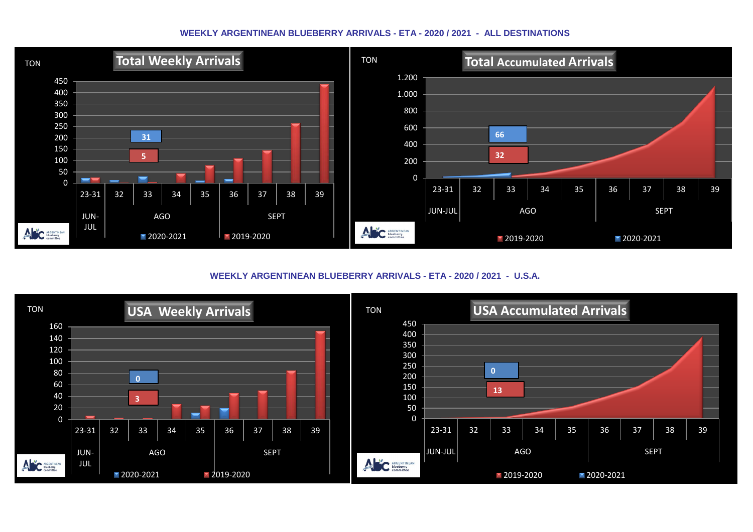## WEEKLY ARGENTINEAN BLUEBERRY ARRIVALS - ETA - 2020 / 2021 - ALL DESTINATIONS

**Total Weekly Arrivals**

TON

| | 2020-2021 | 2019-2020 |
|---|---|---|
| Week 33 | 31 | 5 |

Weeks: 23-31 (JUN-JUL), 32, 33, 34, 35 (AGO), 36, 37, 38, 39 (SEPT)

**Total Accumulated Arrivals**

TON

| | 2020-2021 | 2019-2020 |
|---|---|---|
| Week 33 | 66 | 32 |

Weeks: 23-31 (JUN-JUL), 32, 33, 34, 35 (AGO), 36, 37, 38, 39 (SEPT)

## WEEKLY ARGENTINEAN BLUEBERRY ARRIVALS - ETA - 2020 / 2021 - U.S.A.

**USA Weekly Arrivals**

TON

| | 2020-2021 | 2019-2020 |
|---|---|---|
| Week 33 | 0 | 3 |

Weeks: 23-31 (JUN-JUL), 32, 33, 34, 35 (AGO), 36, 37, 38, 39 (SEPT)

**USA Accumulated Arrivals**

TON

| | 2020-2021 | 2019-2020 |
|---|---|---|
| Week 33 | 0 | 13 |

Weeks: 23-31 (JUN-JUL), 32, 33, 34, 35 (AGO), 36, 37, 38, 39 (SEPT)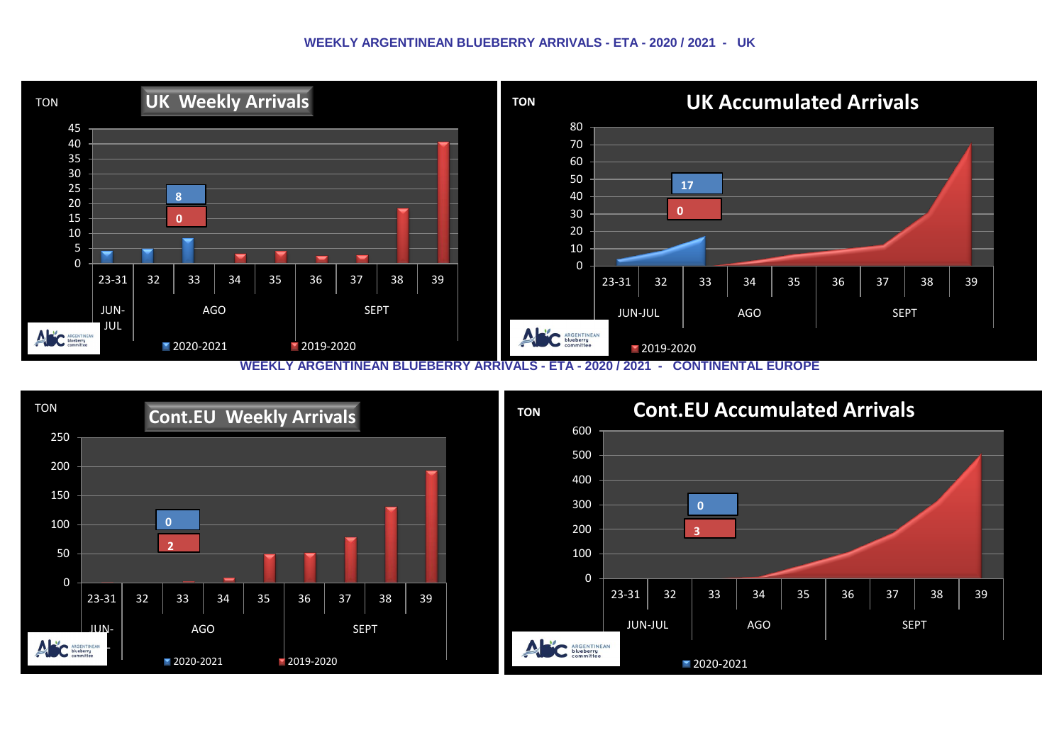# WEEKLY ARGENTINEAN BLUEBERRY ARRIVALS - ETA - 2020 / 2021 - UK

## UK Weekly Arrivals

TON

| | 23-31 | 32 | 33 | 34 | 35 | 36 | 37 | 38 | 39 |
|---|---|---|---|---|---|---|---|---|---|
| | JUN-JUL | AGO | | | | SEPT | | | |

2020-2021: 8
2019-2020: 0

■ 2020-2021 ■ 2019-2020

## UK Accumulated Arrivals

TON

| | 23-31 | 32 | 33 | 34 | 35 | 36 | 37 | 38 | 39 |
|---|---|---|---|---|---|---|---|---|---|
| | JUN-JUL | | AGO | | | SEPT | | | |

2020-2021: 17
2019-2020: 0

■ 2019-2020

# WEEKLY ARGENTINEAN BLUEBERRY ARRIVALS - ETA - 2020 / 2021 - CONTINENTAL EUROPE

## Cont.EU Weekly Arrivals

TON

| | 23-31 | 32 | 33 | 34 | 35 | 36 | 37 | 38 | 39 |
|---|---|---|---|---|---|---|---|---|---|
| | JUN- | AGO | | | | SEPT | | | |

2020-2021: 0
2019-2020: 2

■ 2020-2021 ■ 2019-2020

## Cont.EU Accumulated Arrivals

TON

| | 23-31 | 32 | 33 | 34 | 35 | 36 | 37 | 38 | 39 |
|---|---|---|---|---|---|---|---|---|---|
| | JUN-JUL | | AGO | | | SEPT | | | |

2020-2021: 0
2019-2020: 3

■ 2020-2021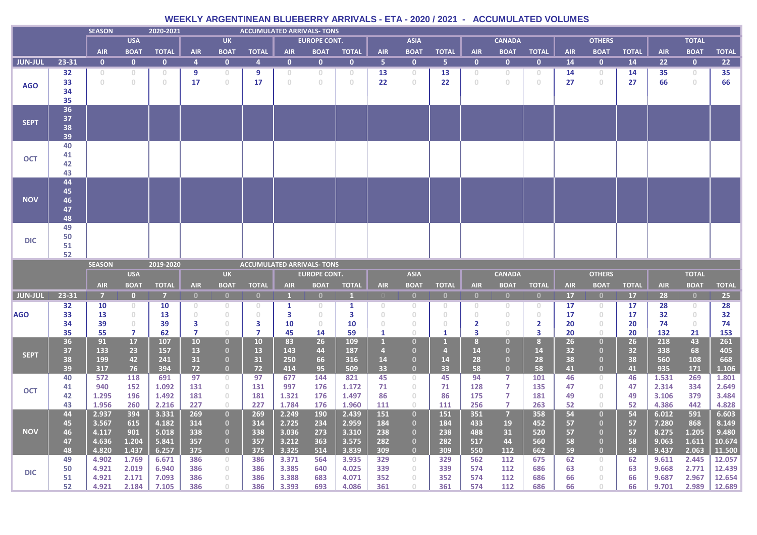# WEEKLY ARGENTINEAN BLUEBERRY ARRIVALS - ETA - 2020 / 2021 - ACCUMULATED VOLUMES

| | | SEASON 2020-2021 | | | ACCUMULATED ARRIVALS- TONS | | | | | | | | | | | | | | | | | |
|---|---|---|---|---|---|---|---|---|---|---|---|---|---|---|---|---|---|---|---|---|---|---|
| | | USA | | | UK | | | EUROPE CONT. | | | ASIA | | | CANADA | | | OTHERS | | | TOTAL | | |
| | | AIR | BOAT | TOTAL | AIR | BOAT | TOTAL | AIR | BOAT | TOTAL | AIR | BOAT | TOTAL | AIR | BOAT | TOTAL | AIR | BOAT | TOTAL | AIR | BOAT | TOTAL |
| JUN-JUL | 23-31 | 0 | 0 | 0 | 4 | 0 | 4 | 0 | 0 | 0 | 5 | 0 | 5 | 0 | 0 | 0 | 14 | 0 | 14 | 22 | 0 | 22 |
| AGO | 32 | 0 | 0 | 0 | 9 | 0 | 9 | 0 | 0 | 0 | 13 | 0 | 13 | 0 | 0 | 0 | 14 | 0 | 14 | 35 | 0 | 35 |
| | 33 | 0 | 0 | 0 | 17 | 0 | 17 | 0 | 0 | 0 | 22 | 0 | 22 | 0 | 0 | 0 | 27 | 0 | 27 | 66 | 0 | 66 |
| | 34 | | | | | | | | | | | | | | | | | | | | | |
| | 35 | | | | | | | | | | | | | | | | | | | | | |
| SEPT | 36 | | | | | | | | | | | | | | | | | | | | | |
| | 37 | | | | | | | | | | | | | | | | | | | | | |
| | 38 | | | | | | | | | | | | | | | | | | | | | |
| | 39 | | | | | | | | | | | | | | | | | | | | | |
| OCT | 40 | | | | | | | | | | | | | | | | | | | | | |
| | 41 | | | | | | | | | | | | | | | | | | | | | |
| | 42 | | | | | | | | | | | | | | | | | | | | | |
| | 43 | | | | | | | | | | | | | | | | | | | | | |
| NOV | 44 | | | | | | | | | | | | | | | | | | | | | |
| | 45 | | | | | | | | | | | | | | | | | | | | | |
| | 46 | | | | | | | | | | | | | | | | | | | | | |
| | 47 | | | | | | | | | | | | | | | | | | | | | |
| | 48 | | | | | | | | | | | | | | | | | | | | | |
| DIC | 49 | | | | | | | | | | | | | | | | | | | | | |
| | 50 | | | | | | | | | | | | | | | | | | | | | |
| | 51 | | | | | | | | | | | | | | | | | | | | | |
| | 52 | | | | | | | | | | | | | | | | | | | | | |

| | | SEASON 2019-2020 | | | ACCUMULATED ARRIVALS- TONS | | | | | | | | | | | | | | | | | |
|---|---|---|---|---|---|---|---|---|---|---|---|---|---|---|---|---|---|---|---|---|---|---|
| | | USA | | | UK | | | EUROPE CONT. | | | ASIA | | | CANADA | | | OTHERS | | | TOTAL | | |
| | | AIR | BOAT | TOTAL | AIR | BOAT | TOTAL | AIR | BOAT | TOTAL | AIR | BOAT | TOTAL | AIR | BOAT | TOTAL | AIR | BOAT | TOTAL | AIR | BOAT | TOTAL |
| JUN-JUL | 23-31 | 7 | 0 | 7 | 0 | 0 | 0 | 1 | 0 | 1 | 0 | 0 | 0 | 0 | 0 | 0 | 17 | 0 | 17 | 28 | 0 | 25 |
| AGO | 32 | 10 | 0 | 10 | 0 | 0 | 0 | 1 | 0 | 1 | 0 | 0 | 0 | 0 | 0 | 0 | 17 | 0 | 17 | 28 | 0 | 28 |
| | 33 | 13 | 0 | 13 | 0 | 0 | 0 | 3 | 0 | 3 | 0 | 0 | 0 | 0 | 0 | 0 | 17 | 0 | 17 | 32 | 0 | 32 |
| | 34 | 39 | 0 | 39 | 3 | 0 | 3 | 10 | 0 | 10 | 0 | 0 | 0 | 2 | 0 | 2 | 20 | 0 | 20 | 74 | 0 | 74 |
| | 35 | 55 | 7 | 62 | 7 | 0 | 7 | 45 | 14 | 59 | 1 | 0 | 1 | 3 | 0 | 3 | 20 | 0 | 20 | 132 | 21 | 153 |
| SEPT | 36 | 91 | 17 | 107 | 10 | 0 | 10 | 83 | 26 | 109 | 1 | 0 | 1 | 8 | 0 | 8 | 26 | 0 | 26 | 218 | 43 | 261 |
| | 37 | 133 | 23 | 157 | 13 | 0 | 13 | 143 | 44 | 187 | 4 | 0 | 4 | 14 | 0 | 14 | 32 | 0 | 32 | 338 | 68 | 405 |
| | 38 | 199 | 42 | 241 | 31 | 0 | 31 | 250 | 66 | 316 | 14 | 0 | 14 | 28 | 0 | 28 | 38 | 0 | 38 | 560 | 108 | 668 |
| | 39 | 317 | 76 | 394 | 72 | 0 | 72 | 414 | 95 | 509 | 33 | 0 | 33 | 58 | 0 | 58 | 41 | 0 | 41 | 935 | 171 | 1.106 |
| OCT | 40 | 572 | 118 | 691 | 97 | 0 | 97 | 677 | 144 | 821 | 45 | 0 | 45 | 94 | 7 | 101 | 46 | 0 | 46 | 1.531 | 269 | 1.801 |
| | 41 | 940 | 152 | 1.092 | 131 | 0 | 131 | 997 | 176 | 1.172 | 71 | 0 | 71 | 128 | 7 | 135 | 47 | 0 | 47 | 2.314 | 334 | 2.649 |
| | 42 | 1.295 | 196 | 1.492 | 181 | 0 | 181 | 1.321 | 176 | 1.497 | 86 | 0 | 86 | 175 | 7 | 181 | 49 | 0 | 49 | 3.106 | 379 | 3.484 |
| | 43 | 1.956 | 260 | 2.216 | 227 | 0 | 227 | 1.784 | 176 | 1.960 | 111 | 0 | 111 | 256 | 7 | 263 | 52 | 0 | 52 | 4.386 | 442 | 4.828 |
| NOV | 44 | 2.937 | 394 | 3.331 | 269 | 0 | 269 | 2.249 | 190 | 2.439 | 151 | 0 | 151 | 351 | 7 | 358 | 54 | 0 | 54 | 6.012 | 591 | 6.603 |
| | 45 | 3.567 | 615 | 4.182 | 314 | 0 | 314 | 2.725 | 234 | 2.959 | 184 | 0 | 184 | 433 | 19 | 452 | 57 | 0 | 57 | 7.280 | 868 | 8.149 |
| | 46 | 4.117 | 901 | 5.018 | 338 | 0 | 338 | 3.036 | 273 | 3.310 | 238 | 0 | 238 | 488 | 31 | 520 | 57 | 0 | 57 | 8.275 | 1.205 | 9.480 |
| | 47 | 4.636 | 1.204 | 5.841 | 357 | 0 | 357 | 3.212 | 363 | 3.575 | 282 | 0 | 282 | 517 | 44 | 560 | 58 | 0 | 58 | 9.063 | 1.611 | 10.674 |
| | 48 | 4.820 | 1.437 | 6.257 | 375 | 0 | 375 | 3.325 | 514 | 3.839 | 309 | 0 | 309 | 550 | 112 | 662 | 59 | 0 | 59 | 9.437 | 2.063 | 11.500 |
| DIC | 49 | 4.902 | 1.769 | 6.671 | 386 | 0 | 386 | 3.371 | 564 | 3.935 | 329 | 0 | 329 | 562 | 112 | 675 | 62 | 0 | 62 | 9.611 | 2.445 | 12.057 |
| | 50 | 4.921 | 2.019 | 6.940 | 386 | 0 | 386 | 3.385 | 640 | 4.025 | 339 | 0 | 339 | 574 | 112 | 686 | 63 | 0 | 63 | 9.668 | 2.771 | 12.439 |
| | 51 | 4.921 | 2.171 | 7.093 | 386 | 0 | 386 | 3.388 | 683 | 4.071 | 352 | 0 | 352 | 574 | 112 | 686 | 66 | 0 | 66 | 9.687 | 2.967 | 12.654 |
| | 52 | 4.921 | 2.184 | 7.105 | 386 | 0 | 386 | 3.393 | 693 | 4.086 | 361 | 0 | 361 | 574 | 112 | 686 | 66 | 0 | 66 | 9.701 | 2.989 | 12.689 |